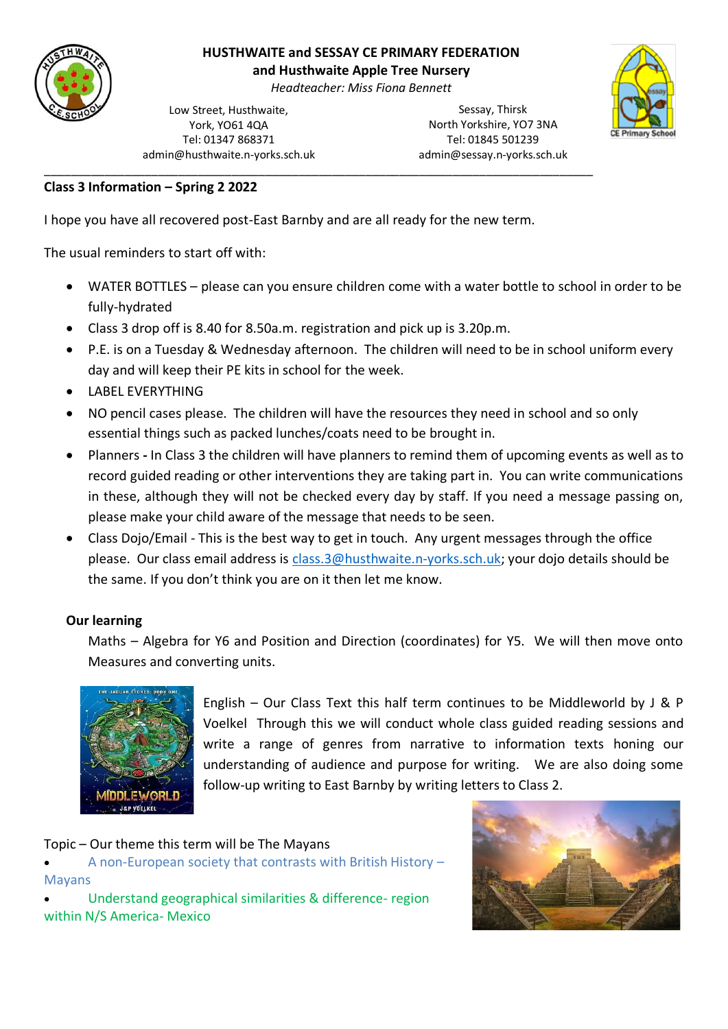# HUSTHWAITE and SESSAY CE PRIMARY FEDERATION
## and Husthwaite Apple Tree Nursery

*Headteacher: Miss Fiona Bennett*

Low Street, Husthwaite,
York, YO61 4QA
Tel: 01347 868371
admin@husthwaite.n-yorks.sch.uk

Sessay, Thirsk
North Yorkshire, YO7 3NA
Tel: 01845 501239
admin@sessay.n-yorks.sch.uk

---

**Class 3 Information – Spring 2 2022**

I hope you have all recovered post-East Barnby and are all ready for the new term.

The usual reminders to start off with:

- WATER BOTTLES – please can you ensure children come with a water bottle to school in order to be fully-hydrated
- Class 3 drop off is 8.40 for 8.50a.m. registration and pick up is 3.20p.m.
- P.E. is on a Tuesday & Wednesday afternoon. The children will need to be in school uniform every day and will keep their PE kits in school for the week.
- LABEL EVERYTHING
- NO pencil cases please. The children will have the resources they need in school and so only essential things such as packed lunches/coats need to be brought in.
- Planners **-** In Class 3 the children will have planners to remind them of upcoming events as well as to record guided reading or other interventions they are taking part in. You can write communications in these, although they will not be checked every day by staff. If you need a message passing on, please make your child aware of the message that needs to be seen.
- Class Dojo/Email - This is the best way to get in touch. Any urgent messages through the office please. Our class email address is class.3@husthwaite.n-yorks.sch.uk; your dojo details should be the same. If you don't think you are on it then let me know.

**Our learning**

Maths – Algebra for Y6 and Position and Direction (coordinates) for Y5. We will then move onto Measures and converting units.

English – Our Class Text this half term continues to be Middleworld by J & P Voelkel Through this we will conduct whole class guided reading sessions and write a range of genres from narrative to information texts honing our understanding of audience and purpose for writing. We are also doing some follow-up writing to East Barnby by writing letters to Class 2.

Topic – Our theme this term will be The Mayans

- A non-European society that contrasts with British History – Mayans
- Understand geographical similarities & difference- region within N/S America- Mexico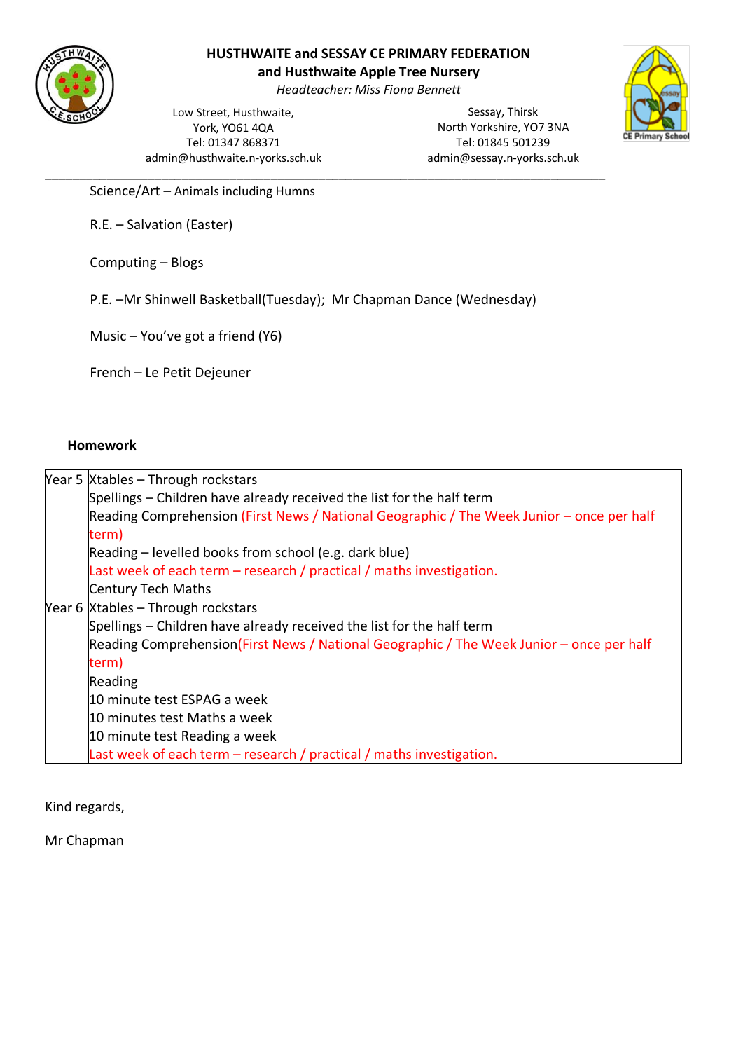**HUSTHWAITE and SESSAY CE PRIMARY FEDERATION**
**and Husthwaite Apple Tree Nursery**
*Headteacher: Miss Fiona Bennett*

Low Street, Husthwaite,
York, YO61 4QA
Tel: 01347 868371
admin@husthwaite.n-yorks.sch.uk

Sessay, Thirsk
North Yorkshire, YO7 3NA
Tel: 01845 501239
admin@sessay.n-yorks.sch.uk

---

Science/Art – Animals including Humns

R.E. – Salvation (Easter)

Computing – Blogs

P.E. –Mr Shinwell Basketball(Tuesday); Mr Chapman Dance (Wednesday)

Music – You've got a friend (Y6)

French – Le Petit Dejeuner

**Homework**

| | |
|---|---|
| Year 5 | Xtables – Through rockstars<br>Spellings – Children have already received the list for the half term<br>Reading Comprehension (First News / National Geographic / The Week Junior – once per half term)<br>Reading – levelled books from school (e.g. dark blue)<br>Last week of each term – research / practical / maths investigation.<br>Century Tech Maths |
| Year 6 | Xtables – Through rockstars<br>Spellings – Children have already received the list for the half term<br>Reading Comprehension(First News / National Geographic / The Week Junior – once per half term)<br>Reading<br>10 minute test ESPAG a week<br>10 minutes test Maths a week<br>10 minute test Reading a week<br>Last week of each term – research / practical / maths investigation. |

Kind regards,

Mr Chapman